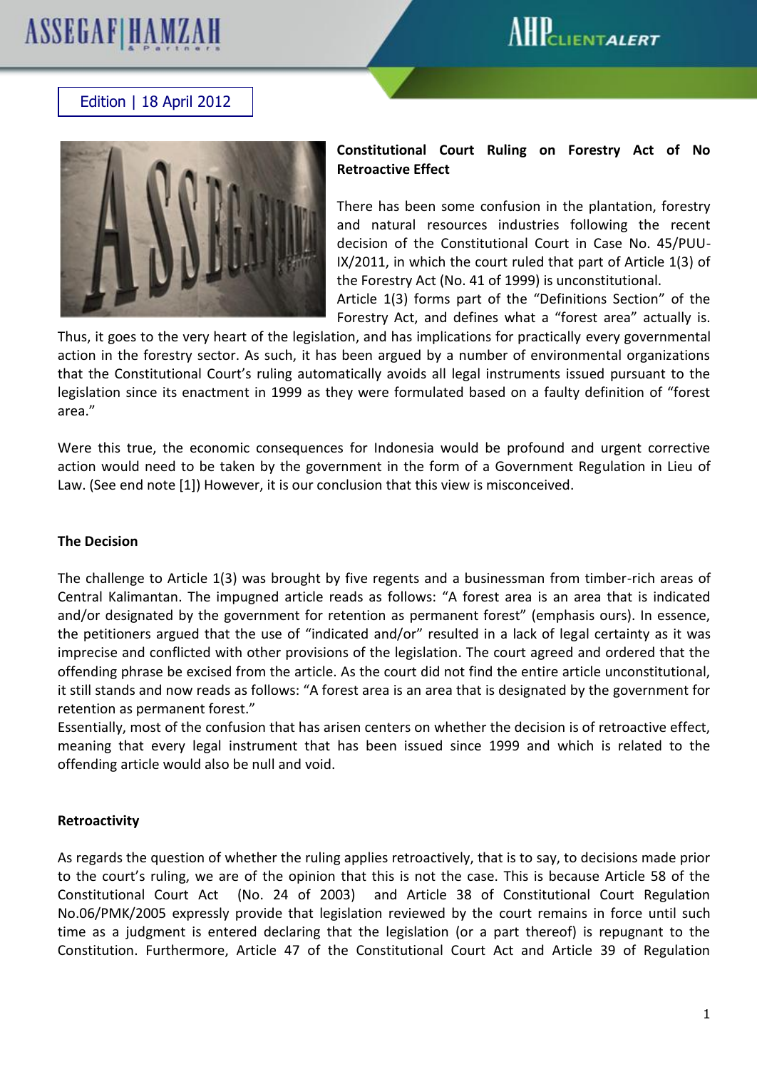Edition | 18 April 2012

**Constitutional Court Ruling on Forestry Act of No Retroactive Effect**

There has been some confusion in the plantation, forestry and natural resources industries following the recent decision of the Constitutional Court in Case No. 45/PUU-IX/2011, in which the court ruled that part of Article 1(3) of the Forestry Act (No. 41 of 1999) is unconstitutional.

Article 1(3) forms part of the "Definitions Section" of the Forestry Act, and defines what a "forest area" actually is. Thus, it goes to the very heart of the legislation, and has implications for practically every governmental action in the forestry sector. As such, it has been argued by a number of environmental organizations that the Constitutional Court's ruling automatically avoids all legal instruments issued pursuant to the legislation since its enactment in 1999 as they were formulated based on a faulty definition of "forest area."

Were this true, the economic consequences for Indonesia would be profound and urgent corrective action would need to be taken by the government in the form of a Government Regulation in Lieu of Law. (See end note [1]) However, it is our conclusion that this view is misconceived.

**The Decision**

The challenge to Article 1(3) was brought by five regents and a businessman from timber-rich areas of Central Kalimantan. The impugned article reads as follows: "A forest area is an area that is indicated and/or designated by the government for retention as permanent forest" (emphasis ours). In essence, the petitioners argued that the use of "indicated and/or" resulted in a lack of legal certainty as it was imprecise and conflicted with other provisions of the legislation. The court agreed and ordered that the offending phrase be excised from the article. As the court did not find the entire article unconstitutional, it still stands and now reads as follows: "A forest area is an area that is designated by the government for retention as permanent forest."

Essentially, most of the confusion that has arisen centers on whether the decision is of retroactive effect, meaning that every legal instrument that has been issued since 1999 and which is related to the offending article would also be null and void.

**Retroactivity**

As regards the question of whether the ruling applies retroactively, that is to say, to decisions made prior to the court's ruling, we are of the opinion that this is not the case. This is because Article 58 of the Constitutional Court Act (No. 24 of 2003) and Article 38 of Constitutional Court Regulation No.06/PMK/2005 expressly provide that legislation reviewed by the court remains in force until such time as a judgment is entered declaring that the legislation (or a part thereof) is repugnant to the Constitution. Furthermore, Article 47 of the Constitutional Court Act and Article 39 of Regulation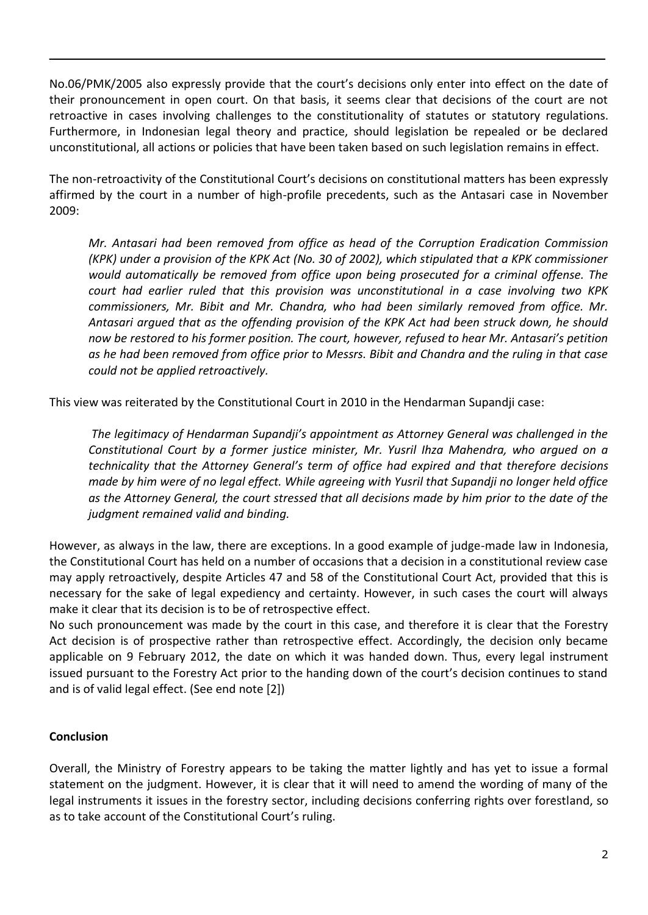No.06/PMK/2005 also expressly provide that the court's decisions only enter into effect on the date of their pronouncement in open court. On that basis, it seems clear that decisions of the court are not retroactive in cases involving challenges to the constitutionality of statutes or statutory regulations. Furthermore, in Indonesian legal theory and practice, should legislation be repealed or be declared unconstitutional, all actions or policies that have been taken based on such legislation remains in effect.

The non-retroactivity of the Constitutional Court's decisions on constitutional matters has been expressly affirmed by the court in a number of high-profile precedents, such as the Antasari case in November 2009:

> *Mr. Antasari had been removed from office as head of the Corruption Eradication Commission (KPK) under a provision of the KPK Act (No. 30 of 2002), which stipulated that a KPK commissioner would automatically be removed from office upon being prosecuted for a criminal offense. The court had earlier ruled that this provision was unconstitutional in a case involving two KPK commissioners, Mr. Bibit and Mr. Chandra, who had been similarly removed from office. Mr. Antasari argued that as the offending provision of the KPK Act had been struck down, he should now be restored to his former position. The court, however, refused to hear Mr. Antasari's petition as he had been removed from office prior to Messrs. Bibit and Chandra and the ruling in that case could not be applied retroactively.*

This view was reiterated by the Constitutional Court in 2010 in the Hendarman Supandji case:

> *The legitimacy of Hendarman Supandji's appointment as Attorney General was challenged in the Constitutional Court by a former justice minister, Mr. Yusril Ihza Mahendra, who argued on a technicality that the Attorney General's term of office had expired and that therefore decisions made by him were of no legal effect. While agreeing with Yusril that Supandji no longer held office as the Attorney General, the court stressed that all decisions made by him prior to the date of the judgment remained valid and binding.*

However, as always in the law, there are exceptions. In a good example of judge-made law in Indonesia, the Constitutional Court has held on a number of occasions that a decision in a constitutional review case may apply retroactively, despite Articles 47 and 58 of the Constitutional Court Act, provided that this is necessary for the sake of legal expediency and certainty. However, in such cases the court will always make it clear that its decision is to be of retrospective effect.

No such pronouncement was made by the court in this case, and therefore it is clear that the Forestry Act decision is of prospective rather than retrospective effect. Accordingly, the decision only became applicable on 9 February 2012, the date on which it was handed down. Thus, every legal instrument issued pursuant to the Forestry Act prior to the handing down of the court's decision continues to stand and is of valid legal effect. (See end note [2])

**Conclusion**

Overall, the Ministry of Forestry appears to be taking the matter lightly and has yet to issue a formal statement on the judgment. However, it is clear that it will need to amend the wording of many of the legal instruments it issues in the forestry sector, including decisions conferring rights over forestland, so as to take account of the Constitutional Court's ruling.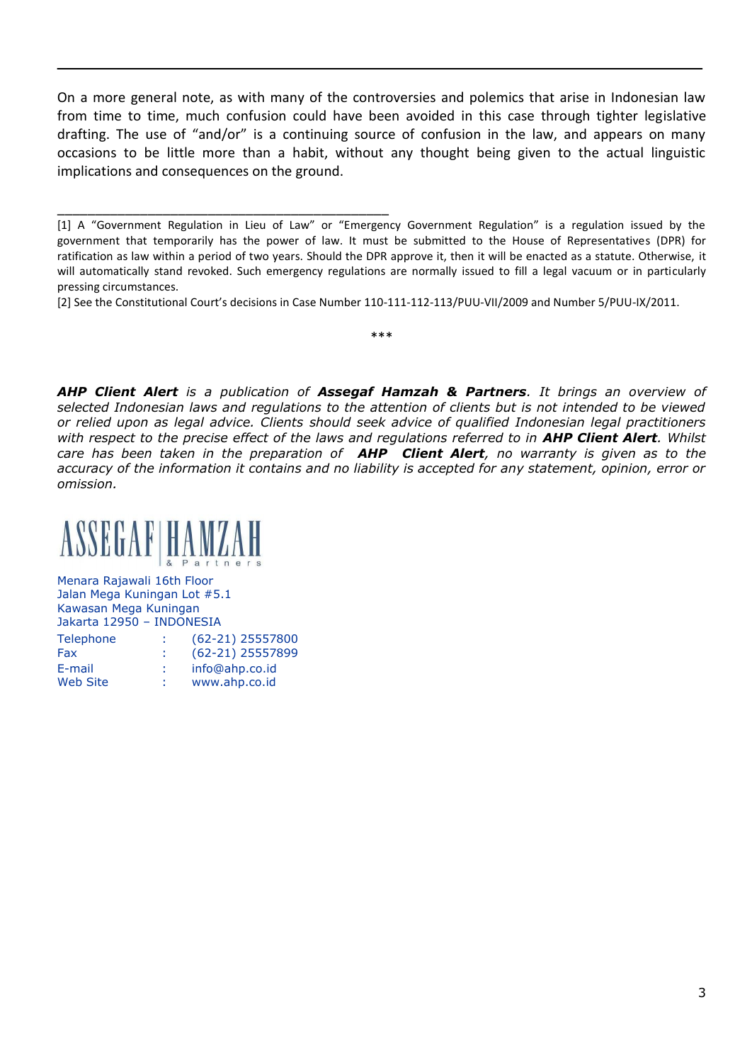On a more general note, as with many of the controversies and polemics that arise in Indonesian law from time to time, much confusion could have been avoided in this case through tighter legislative drafting. The use of "and/or" is a continuing source of confusion in the law, and appears on many occasions to be little more than a habit, without any thought being given to the actual linguistic implications and consequences on the ground.

---

[1] A "Government Regulation in Lieu of Law" or "Emergency Government Regulation" is a regulation issued by the government that temporarily has the power of law. It must be submitted to the House of Representatives (DPR) for ratification as law within a period of two years. Should the DPR approve it, then it will be enacted as a statute. Otherwise, it will automatically stand revoked. Such emergency regulations are normally issued to fill a legal vacuum or in particularly pressing circumstances.

[2] See the Constitutional Court's decisions in Case Number 110-111-112-113/PUU-VII/2009 and Number 5/PUU-IX/2011.

***

***AHP Client Alert** is a publication of **Assegaf Hamzah & Partners**. It brings an overview of selected Indonesian laws and regulations to the attention of clients but is not intended to be viewed or relied upon as legal advice. Clients should seek advice of qualified Indonesian legal practitioners with respect to the precise effect of the laws and regulations referred to in **AHP Client Alert**. Whilst care has been taken in the preparation of **AHP Client Alert**, no warranty is given as to the accuracy of the information it contains and no liability is accepted for any statement, opinion, error or omission.*

ASSEGAF HAMZAH & Partners

Menara Rajawali 16th Floor
Jalan Mega Kuningan Lot #5.1
Kawasan Mega Kuningan
Jakarta 12950 – INDONESIA

| | | |
|---|---|---|
| Telephone | : | (62-21) 25557800 |
| Fax | : | (62-21) 25557899 |
| E-mail | : | info@ahp.co.id |
| Web Site | : | www.ahp.co.id |